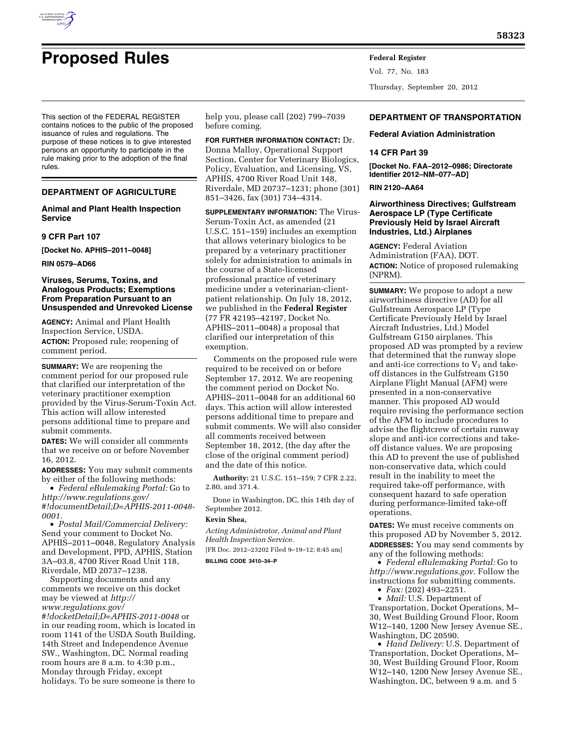# Proposed Rules

This section of the FEDERAL REGISTER contains notices to the public of the proposed issuance of rules and regulations. The purpose of these notices is to give interested persons an opportunity to participate in the rule making prior to the adoption of the final rules.

## DEPARTMENT OF AGRICULTURE

### Animal and Plant Health Inspection Service

### 9 CFR Part 107

**[Docket No. APHIS–2011–0048]**

**RIN 0579–AD66**

### Viruses, Serums, Toxins, and Analogous Products; Exemptions From Preparation Pursuant to an Unsuspended and Unrevoked License

**AGENCY:** Animal and Plant Health Inspection Service, USDA.

**ACTION:** Proposed rule; reopening of comment period.

**SUMMARY:** We are reopening the comment period for our proposed rule that clarified our interpretation of the veterinary practitioner exemption provided by the Virus-Serum-Toxin Act. This action will allow interested persons additional time to prepare and submit comments.

**DATES:** We will consider all comments that we receive on or before November 16, 2012.

**ADDRESSES:** You may submit comments by either of the following methods:

- *Federal eRulemaking Portal:* Go to *http://www.regulations.gov/#!documentDetail;D=APHIS-2011-0048-0001*.
- *Postal Mail/Commercial Delivery:* Send your comment to Docket No. APHIS–2011–0048, Regulatory Analysis and Development, PPD, APHIS, Station 3A–03.8, 4700 River Road Unit 118, Riverdale, MD 20737–1238.

Supporting documents and any comments we receive on this docket may be viewed at *http://www.regulations.gov/#!docketDetail;D=APHIS-2011-0048* or in our reading room, which is located in room 1141 of the USDA South Building, 14th Street and Independence Avenue SW., Washington, DC. Normal reading room hours are 8 a.m. to 4:30 p.m., Monday through Friday, except holidays. To be sure someone is there to help you, please call (202) 799–7039 before coming.

**FOR FURTHER INFORMATION CONTACT:** Dr. Donna Malloy, Operational Support Section, Center for Veterinary Biologics, Policy, Evaluation, and Licensing, VS, APHIS, 4700 River Road Unit 148, Riverdale, MD 20737–1231; phone (301) 851–3426, fax (301) 734–4314.

**SUPPLEMENTARY INFORMATION:** The Virus-Serum-Toxin Act, as amended (21 U.S.C. 151–159) includes an exemption that allows veterinary biologics to be prepared by a veterinary practitioner solely for administration to animals in the course of a State-licensed professional practice of veterinary medicine under a veterinarian-client-patient relationship. On July 18, 2012, we published in the **Federal Register** (77 FR 42195–42197, Docket No. APHIS–2011–0048) a proposal that clarified our interpretation of this exemption.

Comments on the proposed rule were required to be received on or before September 17, 2012. We are reopening the comment period on Docket No. APHIS–2011–0048 for an additional 60 days. This action will allow interested persons additional time to prepare and submit comments. We will also consider all comments received between September 18, 2012, (the day after the close of the original comment period) and the date of this notice.

**Authority:** 21 U.S.C. 151–159; 7 CFR 2.22, 2.80, and 371.4.

Done in Washington, DC, this 14th day of September 2012.

**Kevin Shea,**

*Acting Administrator, Animal and Plant Health Inspection Service.*

[FR Doc. 2012–23202 Filed 9–19–12; 8:45 am]

**BILLING CODE 3410–34–P**

## DEPARTMENT OF TRANSPORTATION

### Federal Aviation Administration

### 14 CFR Part 39

**[Docket No. FAA–2012–0986; Directorate Identifier 2012–NM–077–AD]**

**RIN 2120–AA64**

### Airworthiness Directives; Gulfstream Aerospace LP (Type Certificate Previously Held by Israel Aircraft Industries, Ltd.) Airplanes

**AGENCY:** Federal Aviation Administration (FAA), DOT.

**ACTION:** Notice of proposed rulemaking (NPRM).

**SUMMARY:** We propose to adopt a new airworthiness directive (AD) for all Gulfstream Aerospace LP (Type Certificate Previously Held by Israel Aircraft Industries, Ltd.) Model Gulfstream G150 airplanes. This proposed AD was prompted by a review that determined that the runway slope and anti-ice corrections to $V_1$ and take-off distances in the Gulfstream G150 Airplane Flight Manual (AFM) were presented in a non-conservative manner. This proposed AD would require revising the performance section of the AFM to include procedures to advise the flightcrew of certain runway slope and anti-ice corrections and take-off distance values. We are proposing this AD to prevent the use of published non-conservative data, which could result in the inability to meet the required take-off performance, with consequent hazard to safe operation during performance-limited take-off operations.

**DATES:** We must receive comments on this proposed AD by November 5, 2012.

**ADDRESSES:** You may send comments by any of the following methods:

- *Federal eRulemaking Portal:* Go to *http://www.regulations.gov*. Follow the instructions for submitting comments.
- *Fax:* (202) 493–2251.
- *Mail:* U.S. Department of Transportation, Docket Operations, M–30, West Building Ground Floor, Room W12–140, 1200 New Jersey Avenue SE., Washington, DC 20590.
- *Hand Delivery:* U.S. Department of Transportation, Docket Operations, M–30, West Building Ground Floor, Room W12–140, 1200 New Jersey Avenue SE., Washington, DC, between 9 a.m. and 5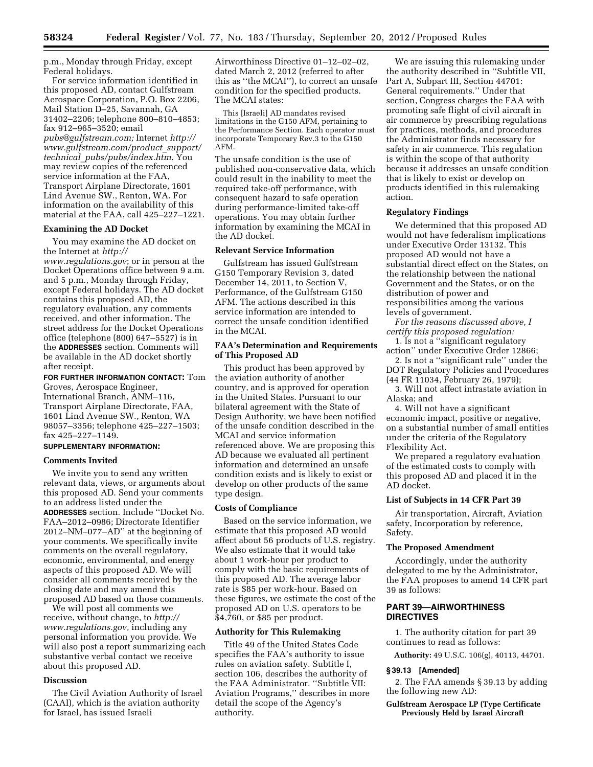p.m., Monday through Friday, except Federal holidays.

For service information identified in this proposed AD, contact Gulfstream Aerospace Corporation, P.O. Box 2206, Mail Station D–25, Savannah, GA 31402–2206; telephone 800–810–4853; fax 912–965–3520; email *pubs@gulfstream.com;* Internet *http://www.gulfstream.com/product_support/technical_pubs/pubs/index.htm*. You may review copies of the referenced service information at the FAA, Transport Airplane Directorate, 1601 Lind Avenue SW., Renton, WA. For information on the availability of this material at the FAA, call 425–227–1221.

**Examining the AD Docket**

You may examine the AD docket on the Internet at *http://www.regulations.gov*; or in person at the Docket Operations office between 9 a.m. and 5 p.m., Monday through Friday, except Federal holidays. The AD docket contains this proposed AD, the regulatory evaluation, any comments received, and other information. The street address for the Docket Operations office (telephone (800) 647–5527) is in the **ADDRESSES** section. Comments will be available in the AD docket shortly after receipt.

**FOR FURTHER INFORMATION CONTACT:** Tom Groves, Aerospace Engineer, International Branch, ANM–116, Transport Airplane Directorate, FAA, 1601 Lind Avenue SW., Renton, WA 98057–3356; telephone 425–227–1503; fax 425–227–1149.

**SUPPLEMENTARY INFORMATION:**

**Comments Invited**

We invite you to send any written relevant data, views, or arguments about this proposed AD. Send your comments to an address listed under the **ADDRESSES** section. Include ''Docket No. FAA–2012–0986; Directorate Identifier 2012–NM–077–AD'' at the beginning of your comments. We specifically invite comments on the overall regulatory, economic, environmental, and energy aspects of this proposed AD. We will consider all comments received by the closing date and may amend this proposed AD based on those comments.

We will post all comments we receive, without change, to *http://www.regulations.gov,* including any personal information you provide. We will also post a report summarizing each substantive verbal contact we receive about this proposed AD.

**Discussion**

The Civil Aviation Authority of Israel (CAAI), which is the aviation authority for Israel, has issued Israeli Airworthiness Directive 01–12–02–02, dated March 2, 2012 (referred to after this as ''the MCAI''), to correct an unsafe condition for the specified products. The MCAI states:

> This [Israeli] AD mandates revised limitations in the G150 AFM, pertaining to the Performance Section. Each operator must incorporate Temporary Rev.3 to the G150 AFM.

The unsafe condition is the use of published non-conservative data, which could result in the inability to meet the required take-off performance, with consequent hazard to safe operation during performance-limited take-off operations. You may obtain further information by examining the MCAI in the AD docket.

**Relevant Service Information**

Gulfstream has issued Gulfstream G150 Temporary Revision 3, dated December 14, 2011, to Section V, Performance, of the Gulfstream G150 AFM. The actions described in this service information are intended to correct the unsafe condition identified in the MCAI.

**FAA's Determination and Requirements of This Proposed AD**

This product has been approved by the aviation authority of another country, and is approved for operation in the United States. Pursuant to our bilateral agreement with the State of Design Authority, we have been notified of the unsafe condition described in the MCAI and service information referenced above. We are proposing this AD because we evaluated all pertinent information and determined an unsafe condition exists and is likely to exist or develop on other products of the same type design.

**Costs of Compliance**

Based on the service information, we estimate that this proposed AD would affect about 56 products of U.S. registry. We also estimate that it would take about 1 work-hour per product to comply with the basic requirements of this proposed AD. The average labor rate is $85 per work-hour. Based on these figures, we estimate the cost of the proposed AD on U.S. operators to be $4,760, or $85 per product.

**Authority for This Rulemaking**

Title 49 of the United States Code specifies the FAA's authority to issue rules on aviation safety. Subtitle I, section 106, describes the authority of the FAA Administrator. ''Subtitle VII: Aviation Programs,'' describes in more detail the scope of the Agency's authority.

We are issuing this rulemaking under the authority described in ''Subtitle VII, Part A, Subpart III, Section 44701: General requirements.'' Under that section, Congress charges the FAA with promoting safe flight of civil aircraft in air commerce by prescribing regulations for practices, methods, and procedures the Administrator finds necessary for safety in air commerce. This regulation is within the scope of that authority because it addresses an unsafe condition that is likely to exist or develop on products identified in this rulemaking action.

**Regulatory Findings**

We determined that this proposed AD would not have federalism implications under Executive Order 13132. This proposed AD would not have a substantial direct effect on the States, on the relationship between the national Government and the States, or on the distribution of power and responsibilities among the various levels of government.

*For the reasons discussed above, I certify this proposed regulation:*

1. Is not a ''significant regulatory action'' under Executive Order 12866;

2. Is not a ''significant rule'' under the DOT Regulatory Policies and Procedures (44 FR 11034, February 26, 1979);

3. Will not affect intrastate aviation in Alaska; and

4. Will not have a significant economic impact, positive or negative, on a substantial number of small entities under the criteria of the Regulatory Flexibility Act.

We prepared a regulatory evaluation of the estimated costs to comply with this proposed AD and placed it in the AD docket.

**List of Subjects in 14 CFR Part 39**

Air transportation, Aircraft, Aviation safety, Incorporation by reference, Safety.

**The Proposed Amendment**

Accordingly, under the authority delegated to me by the Administrator, the FAA proposes to amend 14 CFR part 39 as follows:

## PART 39—AIRWORTHINESS DIRECTIVES

1. The authority citation for part 39 continues to read as follows:

**Authority:** 49 U.S.C. 106(g), 40113, 44701.

**§ 39.13 [Amended]**

2. The FAA amends § 39.13 by adding the following new AD:

**Gulfstream Aerospace LP (Type Certificate Previously Held by Israel Aircraft**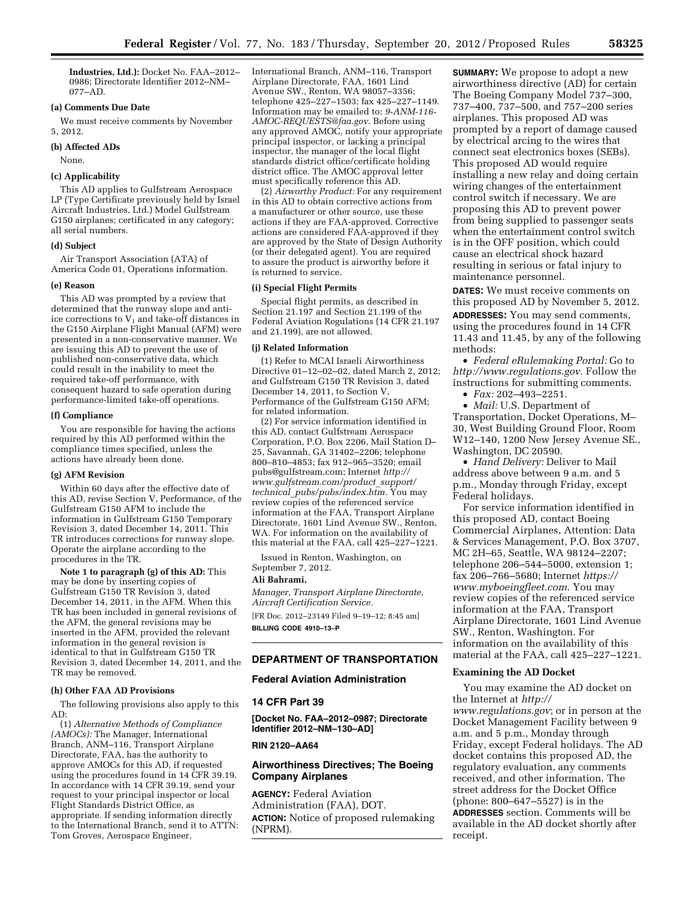**Industries, Ltd.):** Docket No. FAA–2012–0986; Directorate Identifier 2012–NM–077–AD.

**(a) Comments Due Date**

We must receive comments by November 5, 2012.

**(b) Affected ADs**

None.

**(c) Applicability**

This AD applies to Gulfstream Aerospace LP (Type Certificate previously held by Israel Aircraft Industries, Ltd.) Model Gulfstream G150 airplanes; certificated in any category; all serial numbers.

**(d) Subject**

Air Transport Association (ATA) of America Code 01, Operations information.

**(e) Reason**

This AD was prompted by a review that determined that the runway slope and anti-ice corrections to $V_1$ and take-off distances in the G150 Airplane Flight Manual (AFM) were presented in a non-conservative manner. We are issuing this AD to prevent the use of published non-conservative data, which could result in the inability to meet the required take-off performance, with consequent hazard to safe operation during performance-limited take-off operations.

**(f) Compliance**

You are responsible for having the actions required by this AD performed within the compliance times specified, unless the actions have already been done.

**(g) AFM Revision**

Within 60 days after the effective date of this AD, revise Section V, Performance, of the Gulfstream G150 AFM to include the information in Gulfstream G150 Temporary Revision 3, dated December 14, 2011. This TR introduces corrections for runway slope. Operate the airplane according to the procedures in the TR.

**Note 1 to paragraph (g) of this AD:** This may be done by inserting copies of Gulfstream G150 TR Revision 3, dated December 14, 2011, in the AFM. When this TR has been included in general revisions of the AFM, the general revisions may be inserted in the AFM, provided the relevant information in the general revision is identical to that in Gulfstream G150 TR Revision 3, dated December 14, 2011, and the TR may be removed.

**(h) Other FAA AD Provisions**

The following provisions also apply to this AD:

(1) *Alternative Methods of Compliance (AMOCs):* The Manager, International Branch, ANM–116, Transport Airplane Directorate, FAA, has the authority to approve AMOCs for this AD, if requested using the procedures found in 14 CFR 39.19. In accordance with 14 CFR 39.19, send your request to your principal inspector or local Flight Standards District Office, as appropriate. If sending information directly to the International Branch, send it to ATTN: Tom Groves, Aerospace Engineer, International Branch, ANM–116, Transport Airplane Directorate, FAA, 1601 Lind Avenue SW., Renton, WA 98057–3356; telephone 425–227–1503; fax 425–227–1149. Information may be emailed to: *9-ANM-116-AMOC-REQUESTS@faa.gov*. Before using any approved AMOC, notify your appropriate principal inspector, or lacking a principal inspector, the manager of the local flight standards district office/certificate holding district office. The AMOC approval letter must specifically reference this AD.

(2) *Airworthy Product:* For any requirement in this AD to obtain corrective actions from a manufacturer or other source, use these actions if they are FAA-approved. Corrective actions are considered FAA-approved if they are approved by the State of Design Authority (or their delegated agent). You are required to assure the product is airworthy before it is returned to service.

**(i) Special Flight Permits**

Special flight permits, as described in Section 21.197 and Section 21.199 of the Federal Aviation Regulations (14 CFR 21.197 and 21.199), are not allowed.

**(j) Related Information**

(1) Refer to MCAI Israeli Airworthiness Directive 01–12–02–02, dated March 2, 2012; and Gulfstream G150 TR Revision 3, dated December 14, 2011, to Section V, Performance of the Gulfstream G150 AFM; for related information.

(2) For service information identified in this AD, contact Gulfstream Aerospace Corporation, P.O. Box 2206, Mail Station D–25, Savannah, GA 31402–2206; telephone 800–810–4853; fax 912–965–3520; email pubs@gulfstream.com; Internet *http://www.gulfstream.com/product_support/technical_pubs/pubs/index.htm*. You may review copies of the referenced service information at the FAA, Transport Airplane Directorate, 1601 Lind Avenue SW., Renton, WA. For information on the availability of this material at the FAA, call 425–227–1221.

Issued in Renton, Washington, on September 7, 2012.

**Ali Bahrami,**

*Manager, Transport Airplane Directorate, Aircraft Certification Service.*

[FR Doc. 2012–23149 Filed 9–19–12; 8:45 am]

**BILLING CODE 4910–13–P**

---

## DEPARTMENT OF TRANSPORTATION

### Federal Aviation Administration

### 14 CFR Part 39

**[Docket No. FAA–2012–0987; Directorate Identifier 2012–NM–130–AD]**

**RIN 2120–AA64**

### Airworthiness Directives; The Boeing Company Airplanes

**AGENCY:** Federal Aviation Administration (FAA), DOT.

**ACTION:** Notice of proposed rulemaking (NPRM).

**SUMMARY:** We propose to adopt a new airworthiness directive (AD) for certain The Boeing Company Model 737–300, 737–400, 737–500, and 757–200 series airplanes. This proposed AD was prompted by a report of damage caused by electrical arcing to the wires that connect seat electronics boxes (SEBs). This proposed AD would require installing a new relay and doing certain wiring changes of the entertainment control switch if necessary. We are proposing this AD to prevent power from being supplied to passenger seats when the entertainment control switch is in the OFF position, which could cause an electrical shock hazard resulting in serious or fatal injury to maintenance personnel.

**DATES:** We must receive comments on this proposed AD by November 5, 2012.

**ADDRESSES:** You may send comments, using the procedures found in 14 CFR 11.43 and 11.45, by any of the following methods:

- *Federal eRulemaking Portal:* Go to *http://www.regulations.gov*. Follow the instructions for submitting comments.
- *Fax:* 202–493–2251.
- *Mail:* U.S. Department of Transportation, Docket Operations, M–30, West Building Ground Floor, Room W12–140, 1200 New Jersey Avenue SE., Washington, DC 20590.
- *Hand Delivery:* Deliver to Mail address above between 9 a.m. and 5 p.m., Monday through Friday, except Federal holidays.

For service information identified in this proposed AD, contact Boeing Commercial Airplanes, Attention: Data & Services Management, P.O. Box 3707, MC 2H–65, Seattle, WA 98124–2207; telephone 206–544–5000, extension 1; fax 206–766–5680; Internet *https://www.myboeingfleet.com*. You may review copies of the referenced service information at the FAA, Transport Airplane Directorate, 1601 Lind Avenue SW., Renton, Washington. For information on the availability of this material at the FAA, call 425–227–1221.

**Examining the AD Docket**

You may examine the AD docket on the Internet at *http://www.regulations.gov*; or in person at the Docket Management Facility between 9 a.m. and 5 p.m., Monday through Friday, except Federal holidays. The AD docket contains this proposed AD, the regulatory evaluation, any comments received, and other information. The street address for the Docket Office (phone: 800–647–5527) is in the **ADDRESSES** section. Comments will be available in the AD docket shortly after receipt.